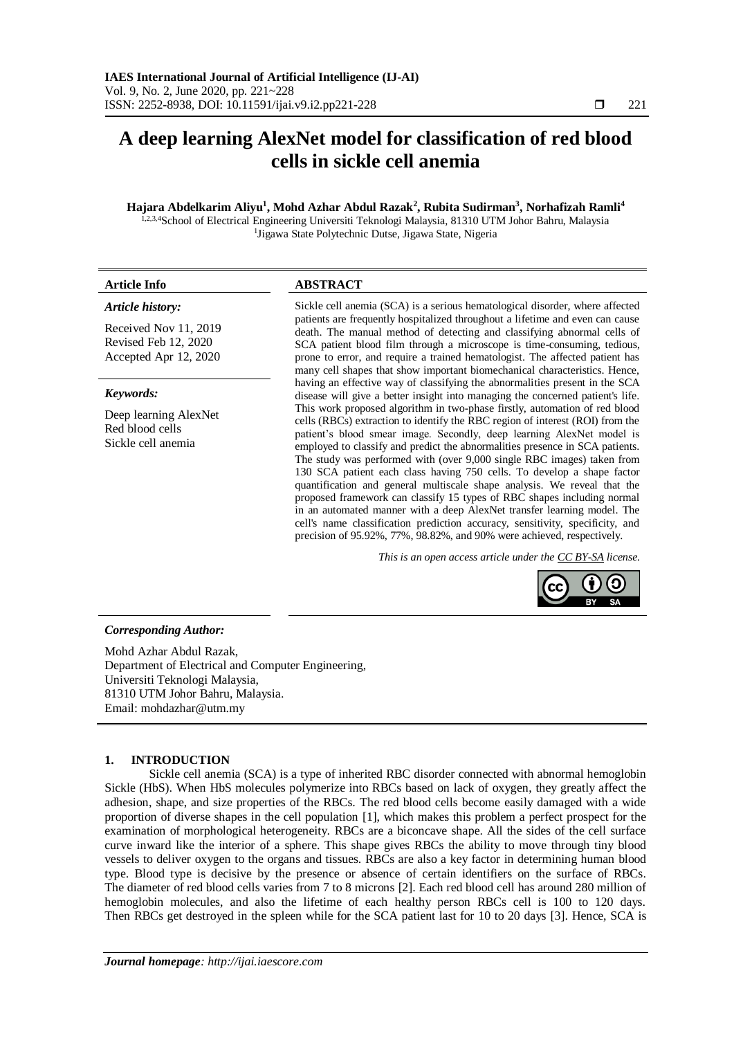# A deep learning AlexNet model for classification of red blood cells in sickle cell anemia

**Hajara Abdelkarim Aliyu[1], Mohd Azhar Abdul Razak[2], Rubita Sudirman[3], Norhafizah Ramli[4]**

[1,2,3,4]School of Electrical Engineering Universiti Teknologi Malaysia, 81310 UTM Johor Bahru, Malaysia
[1]Jigawa State Polytechnic Dutse, Jigawa State, Nigeria

**Article Info**

*Article history:*

Received Nov 11, 2019
Revised Feb 12, 2020
Accepted Apr 12, 2020

*Keywords:*

Deep learning AlexNet
Red blood cells
Sickle cell anemia

**ABSTRACT**

Sickle cell anemia (SCA) is a serious hematological disorder, where affected patients are frequently hospitalized throughout a lifetime and even can cause death. The manual method of detecting and classifying abnormal cells of SCA patient blood film through a microscope is time-consuming, tedious, prone to error, and require a trained hematologist. The affected patient has many cell shapes that show important biomechanical characteristics. Hence, having an effective way of classifying the abnormalities present in the SCA disease will give a better insight into managing the concerned patient's life. This work proposed algorithm in two-phase firstly, automation of red blood cells (RBCs) extraction to identify the RBC region of interest (ROI) from the patient's blood smear image. Secondly, deep learning AlexNet model is employed to classify and predict the abnormalities presence in SCA patients. The study was performed with (over 9,000 single RBC images) taken from 130 SCA patient each class having 750 cells. To develop a shape factor quantification and general multiscale shape analysis. We reveal that the proposed framework can classify 15 types of RBC shapes including normal in an automated manner with a deep AlexNet transfer learning model. The cell's name classification prediction accuracy, sensitivity, specificity, and precision of 95.92%, 77%, 98.82%, and 90% were achieved, respectively.

*This is an open access article under the CC BY-SA license.*

*Corresponding Author:*

Mohd Azhar Abdul Razak,
Department of Electrical and Computer Engineering,
Universiti Teknologi Malaysia,
81310 UTM Johor Bahru, Malaysia.
Email: mohdazhar@utm.my

## 1. INTRODUCTION

Sickle cell anemia (SCA) is a type of inherited RBC disorder connected with abnormal hemoglobin Sickle (HbS). When HbS molecules polymerize into RBCs based on lack of oxygen, they greatly affect the adhesion, shape, and size properties of the RBCs. The red blood cells become easily damaged with a wide proportion of diverse shapes in the cell population [1], which makes this problem a perfect prospect for the examination of morphological heterogeneity. RBCs are a biconcave shape. All the sides of the cell surface curve inward like the interior of a sphere. This shape gives RBCs the ability to move through tiny blood vessels to deliver oxygen to the organs and tissues. RBCs are also a key factor in determining human blood type. Blood type is decisive by the presence or absence of certain identifiers on the surface of RBCs. The diameter of red blood cells varies from 7 to 8 microns [2]. Each red blood cell has around 280 million of hemoglobin molecules, and also the lifetime of each healthy person RBCs cell is 100 to 120 days. Then RBCs get destroyed in the spleen while for the SCA patient last for 10 to 20 days [3]. Hence, SCA is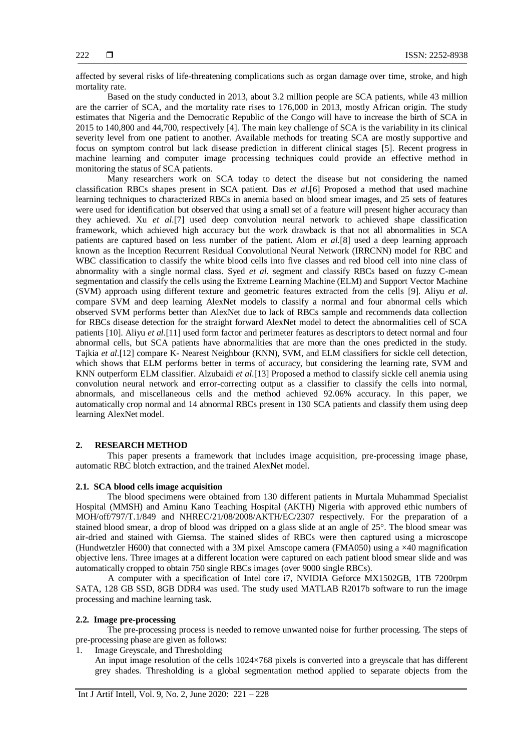affected by several risks of life-threatening complications such as organ damage over time, stroke, and high mortality rate.

Based on the study conducted in 2013, about 3.2 million people are SCA patients, while 43 million are the carrier of SCA, and the mortality rate rises to 176,000 in 2013, mostly African origin. The study estimates that Nigeria and the Democratic Republic of the Congo will have to increase the birth of SCA in 2015 to 140,800 and 44,700, respectively [4]. The main key challenge of SCA is the variability in its clinical severity level from one patient to another. Available methods for treating SCA are mostly supportive and focus on symptom control but lack disease prediction in different clinical stages [5]. Recent progress in machine learning and computer image processing techniques could provide an effective method in monitoring the status of SCA patients.

Many researchers work on SCA today to detect the disease but not considering the named classification RBCs shapes present in SCA patient. Das *et al*.[6] Proposed a method that used machine learning techniques to characterized RBCs in anemia based on blood smear images, and 25 sets of features were used for identification but observed that using a small set of a feature will present higher accuracy than they achieved. Xu *et al*.[7] used deep convolution neural network to achieved shape classification framework, which achieved high accuracy but the work drawback is that not all abnormalities in SCA patients are captured based on less number of the patient. Alom *et al*.[8] used a deep learning approach known as the Inception Recurrent Residual Convolutional Neural Network (IRRCNN) model for RBC and WBC classification to classify the white blood cells into five classes and red blood cell into nine class of abnormality with a single normal class. Syed *et al*. segment and classify RBCs based on fuzzy C-mean segmentation and classify the cells using the Extreme Learning Machine (ELM) and Support Vector Machine (SVM) approach using different texture and geometric features extracted from the cells [9]. Aliyu *et al*. compare SVM and deep learning AlexNet models to classify a normal and four abnormal cells which observed SVM performs better than AlexNet due to lack of RBCs sample and recommends data collection for RBCs disease detection for the straight forward AlexNet model to detect the abnormalities cell of SCA patients [10]. Aliyu *et al*.[11] used form factor and perimeter features as descriptors to detect normal and four abnormal cells, but SCA patients have abnormalities that are more than the ones predicted in the study. Tajkia *et al*.[12] compare K- Nearest Neighbour (KNN), SVM, and ELM classifiers for sickle cell detection, which shows that ELM performs better in terms of accuracy, but considering the learning rate, SVM and KNN outperform ELM classifier. Alzubaidi *et al*.[13] Proposed a method to classify sickle cell anemia using convolution neural network and error-correcting output as a classifier to classify the cells into normal, abnormals, and miscellaneous cells and the method achieved 92.06% accuracy. In this paper, we automatically crop normal and 14 abnormal RBCs present in 130 SCA patients and classify them using deep learning AlexNet model.

## 2. RESEARCH METHOD

This paper presents a framework that includes image acquisition, pre-processing image phase, automatic RBC blotch extraction, and the trained AlexNet model.

### 2.1. SCA blood cells image acquisition

The blood specimens were obtained from 130 different patients in Murtala Muhammad Specialist Hospital (MMSH) and Aminu Kano Teaching Hospital (AKTH) Nigeria with approved ethic numbers of MOH/off/797/T.1/849 and NHREC/21/08/2008/AKTH/EC/2307 respectively. For the preparation of a stained blood smear, a drop of blood was dripped on a glass slide at an angle of 25°. The blood smear was air-dried and stained with Giemsa. The stained slides of RBCs were then captured using a microscope (Hundwetzler H600) that connected with a 3M pixel Amscope camera (FMA050) using a ×40 magnification objective lens. Three images at a different location were captured on each patient blood smear slide and was automatically cropped to obtain 750 single RBCs images (over 9000 single RBCs).

A computer with a specification of Intel core i7, NVIDIA Geforce MX1502GB, 1TB 7200rpm SATA, 128 GB SSD, 8GB DDR4 was used. The study used MATLAB R2017b software to run the image processing and machine learning task.

### 2.2. Image pre-processing

The pre-processing process is needed to remove unwanted noise for further processing. The steps of pre-processing phase are given as follows:

1. Image Greyscale, and Thresholding

   An input image resolution of the cells 1024×768 pixels is converted into a greyscale that has different grey shades. Thresholding is a global segmentation method applied to separate objects from the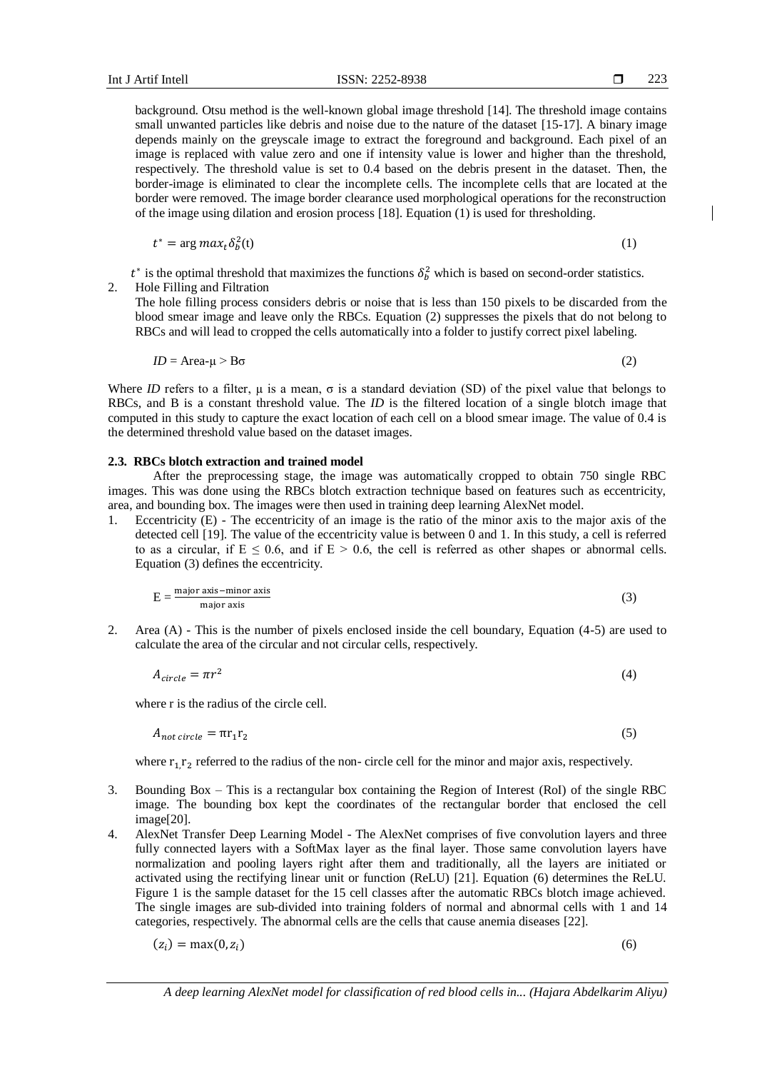background. Otsu method is the well-known global image threshold [14]. The threshold image contains small unwanted particles like debris and noise due to the nature of the dataset [15-17]. A binary image depends mainly on the greyscale image to extract the foreground and background. Each pixel of an image is replaced with value zero and one if intensity value is lower and higher than the threshold, respectively. The threshold value is set to 0.4 based on the debris present in the dataset. Then, the border-image is eliminated to clear the incomplete cells. The incomplete cells that are located at the border were removed. The image border clearance used morphological operations for the reconstruction of the image using dilation and erosion process [18]. Equation (1) is used for thresholding.

$$t^* = \arg max_t \delta_b^2(t) \tag{1}$$

$t^*$ is the optimal threshold that maximizes the functions $\delta_b^2$ which is based on second-order statistics.

2. Hole Filling and Filtration

   The hole filling process considers debris or noise that is less than 150 pixels to be discarded from the blood smear image and leave only the RBCs. Equation (2) suppresses the pixels that do not belong to RBCs and will lead to cropped the cells automatically into a folder to justify correct pixel labeling.

$$ID = \text{Area-}\mu > B\sigma \tag{2}$$

Where *ID* refers to a filter, μ is a mean, σ is a standard deviation (SD) of the pixel value that belongs to RBCs, and B is a constant threshold value. The *ID* is the filtered location of a single blotch image that computed in this study to capture the exact location of each cell on a blood smear image. The value of 0.4 is the determined threshold value based on the dataset images.

### 2.3. RBCs blotch extraction and trained model

After the preprocessing stage, the image was automatically cropped to obtain 750 single RBC images. This was done using the RBCs blotch extraction technique based on features such as eccentricity, area, and bounding box. The images were then used in training deep learning AlexNet model.

1. Eccentricity (E) - The eccentricity of an image is the ratio of the minor axis to the major axis of the detected cell [19]. The value of the eccentricity value is between 0 and 1. In this study, a cell is referred to as a circular, if $E \leq 0.6$, and if $E > 0.6$, the cell is referred as other shapes or abnormal cells. Equation (3) defines the eccentricity.

$$E = \frac{\text{major axis} - \text{minor axis}}{\text{major axis}} \tag{3}$$

2. Area (A) - This is the number of pixels enclosed inside the cell boundary, Equation (4-5) are used to calculate the area of the circular and not circular cells, respectively.

$$A_{circle} = \pi r^2 \tag{4}$$

   where r is the radius of the circle cell.

$$A_{not\ circle} = \pi r_1 r_2 \tag{5}$$

   where $r_1, r_2$ referred to the radius of the non- circle cell for the minor and major axis, respectively.

3. Bounding Box – This is a rectangular box containing the Region of Interest (RoI) of the single RBC image. The bounding box kept the coordinates of the rectangular border that enclosed the cell image[20].
4. AlexNet Transfer Deep Learning Model - The AlexNet comprises of five convolution layers and three fully connected layers with a SoftMax layer as the final layer. Those same convolution layers have normalization and pooling layers right after them and traditionally, all the layers are initiated or activated using the rectifying linear unit or function (ReLU) [21]. Equation (6) determines the ReLU. Figure 1 is the sample dataset for the 15 cell classes after the automatic RBCs blotch image achieved. The single images are sub-divided into training folders of normal and abnormal cells with 1 and 14 categories, respectively. The abnormal cells are the cells that cause anemia diseases [22].

$$(z_i) = \max(0, z_i) \tag{6}$$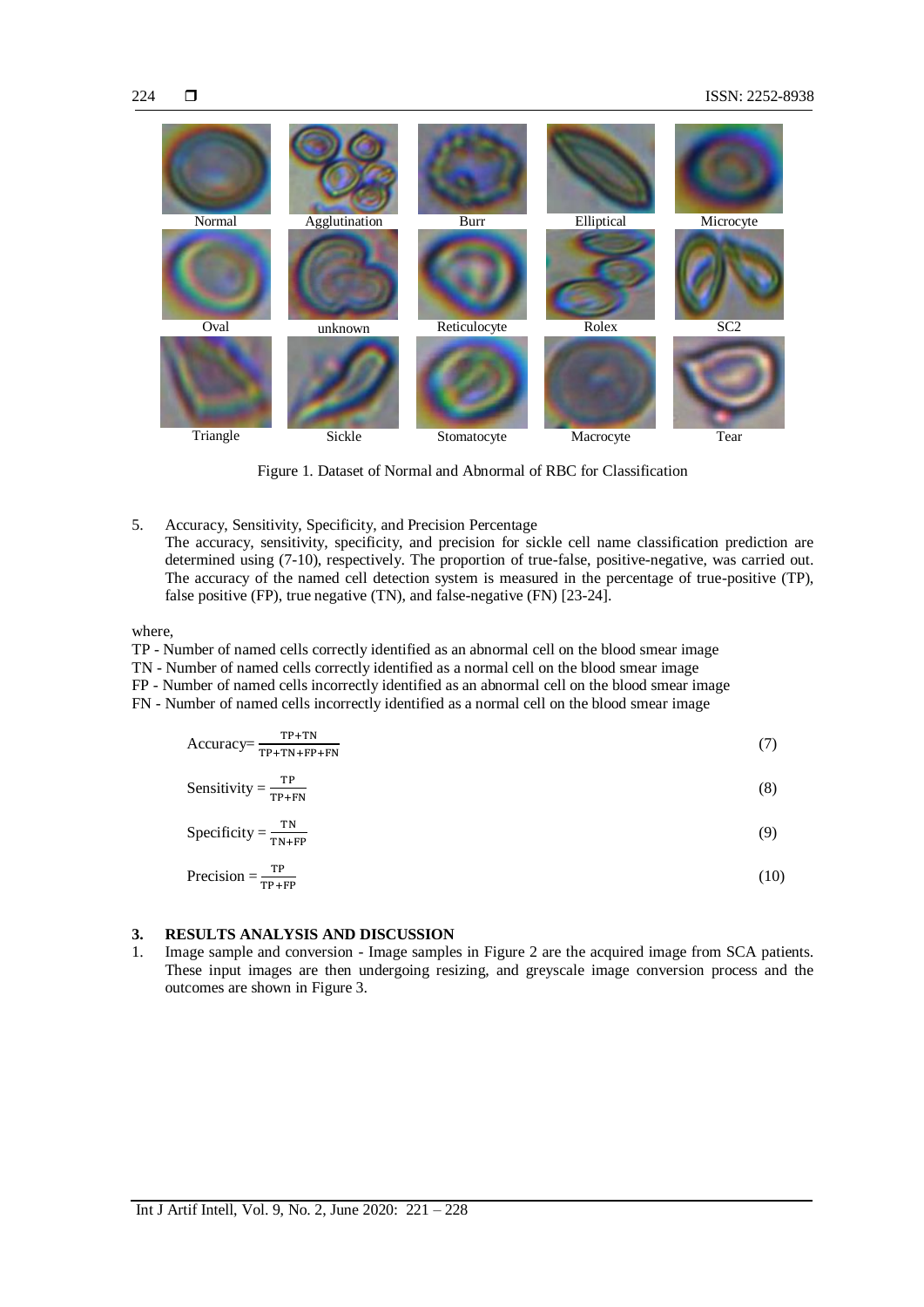Normal | Agglutination | Burr | Elliptical | Microcyte
Oval | unknown | Reticulocyte | Rolex | SC2
Triangle | Sickle | Stomatocyte | Macrocyte | Tear

Figure 1. Dataset of Normal and Abnormal of RBC for Classification

5. Accuracy, Sensitivity, Specificity, and Precision Percentage
   The accuracy, sensitivity, specificity, and precision for sickle cell name classification prediction are determined using (7-10), respectively. The proportion of true-false, positive-negative, was carried out. The accuracy of the named cell detection system is measured in the percentage of true-positive (TP), false positive (FP), true negative (TN), and false-negative (FN) [23-24].

where,

TP - Number of named cells correctly identified as an abnormal cell on the blood smear image
TN - Number of named cells correctly identified as a normal cell on the blood smear image
FP - Number of named cells incorrectly identified as an abnormal cell on the blood smear image
FN - Number of named cells incorrectly identified as a normal cell on the blood smear image

$$\text{Accuracy} = \frac{TP+TN}{TP+TN+FP+FN} \tag{7}$$

$$\text{Sensitivity} = \frac{TP}{TP+FN} \tag{8}$$

$$\text{Specificity} = \frac{TN}{TN+FP} \tag{9}$$

$$\text{Precision} = \frac{TP}{TP+FP} \tag{10}$$

## 3. RESULTS ANALYSIS AND DISCUSSION

1. Image sample and conversion - Image samples in Figure 2 are the acquired image from SCA patients. These input images are then undergoing resizing, and greyscale image conversion process and the outcomes are shown in Figure 3.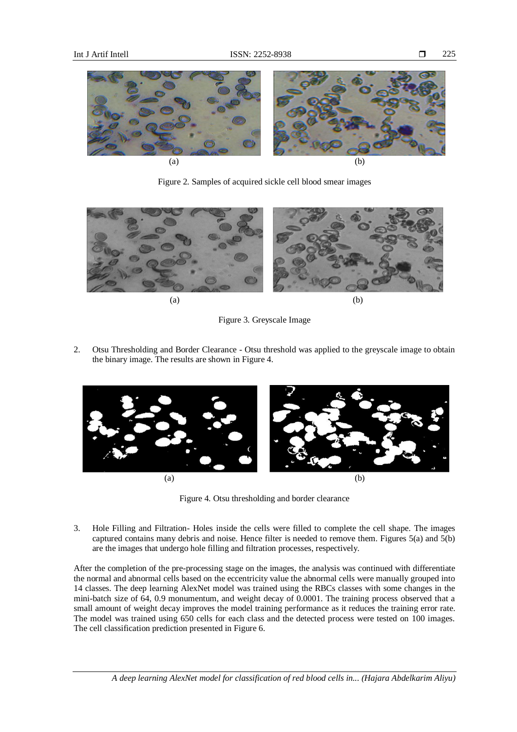(a) (b)

Figure 2. Samples of acquired sickle cell blood smear images

(a) (b)

Figure 3. Greyscale Image

2. Otsu Thresholding and Border Clearance - Otsu threshold was applied to the greyscale image to obtain the binary image. The results are shown in Figure 4.

(a) (b)

Figure 4. Otsu thresholding and border clearance

3. Hole Filling and Filtration- Holes inside the cells were filled to complete the cell shape. The images captured contains many debris and noise. Hence filter is needed to remove them. Figures 5(a) and 5(b) are the images that undergo hole filling and filtration processes, respectively.

After the completion of the pre-processing stage on the images, the analysis was continued with differentiate the normal and abnormal cells based on the eccentricity value the abnormal cells were manually grouped into 14 classes. The deep learning AlexNet model was trained using the RBCs classes with some changes in the mini-batch size of 64, 0.9 monumentum, and weight decay of 0.0001. The training process observed that a small amount of weight decay improves the model training performance as it reduces the training error rate. The model was trained using 650 cells for each class and the detected process were tested on 100 images. The cell classification prediction presented in Figure 6.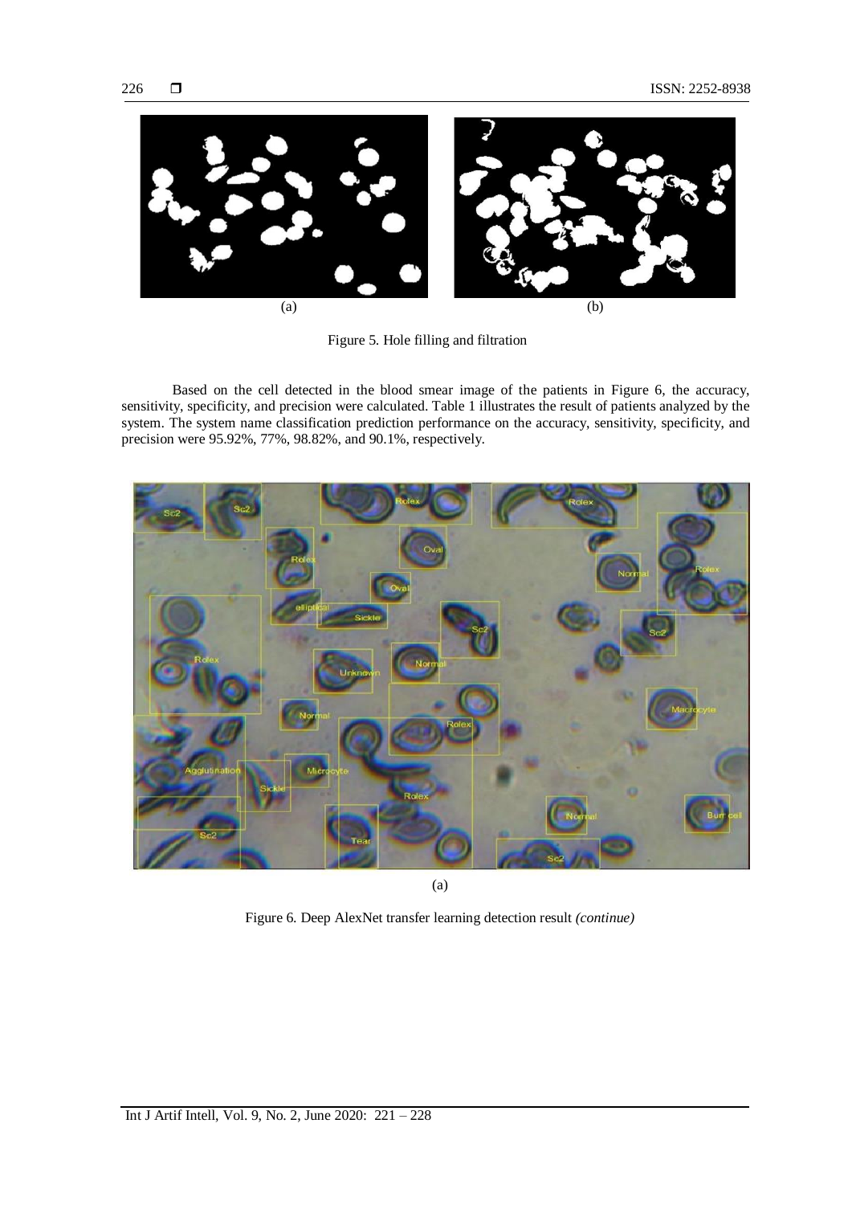(a) (b)

Figure 5. Hole filling and filtration

Based on the cell detected in the blood smear image of the patients in Figure 6, the accuracy, sensitivity, specificity, and precision were calculated. Table 1 illustrates the result of patients analyzed by the system. The system name classification prediction performance on the accuracy, sensitivity, specificity, and precision were 95.92%, 77%, 98.82%, and 90.1%, respectively.

(a)

Figure 6. Deep AlexNet transfer learning detection result *(continue)*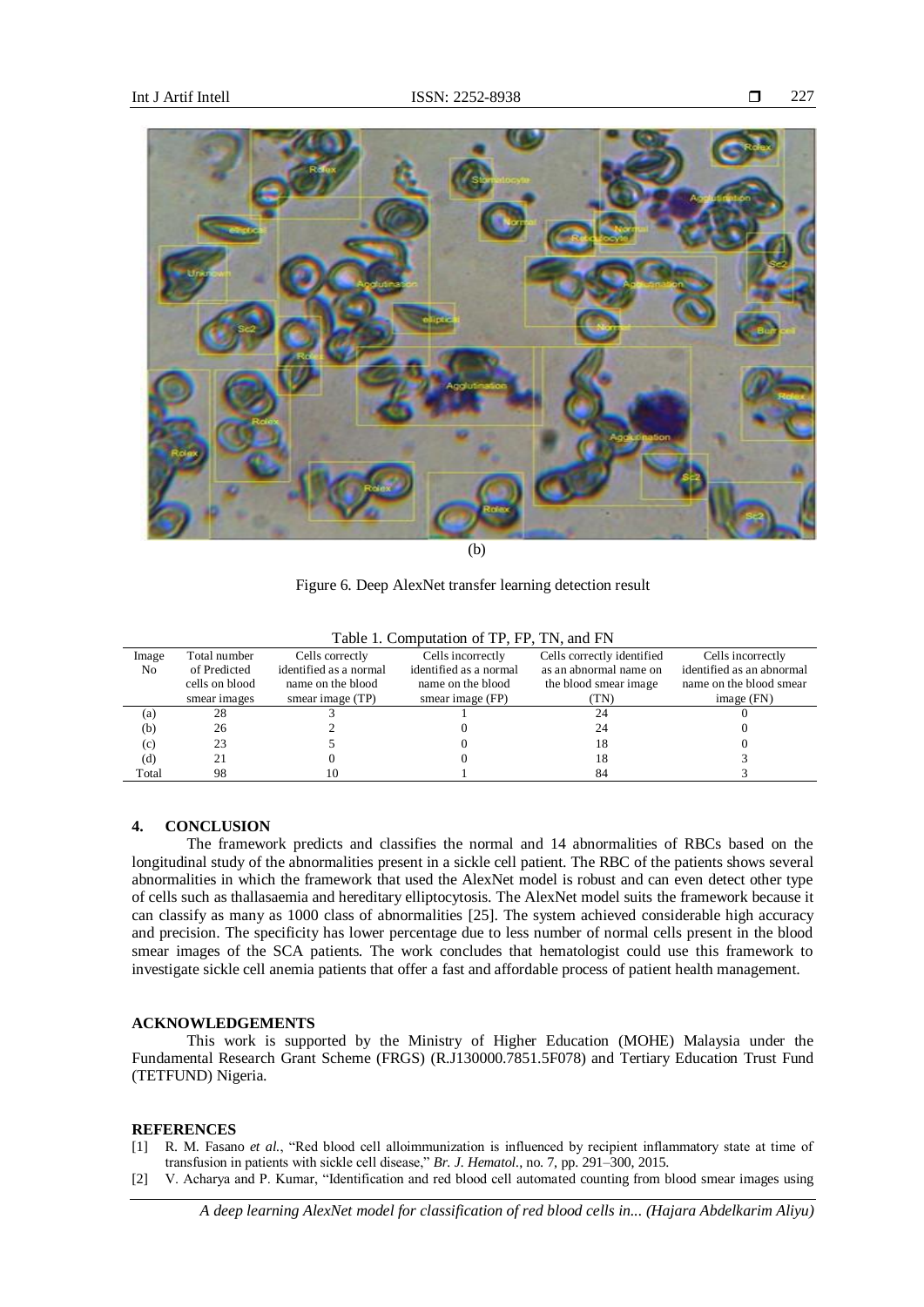(b)

Figure 6. Deep AlexNet transfer learning detection result

Table 1. Computation of TP, FP, TN, and FN

| Image No | Total number of Predicted cells on blood smear images | Cells correctly identified as a normal name on the blood smear image (TP) | Cells incorrectly identified as a normal name on the blood smear image (FP) | Cells correctly identified as an abnormal name on the blood smear image (TN) | Cells incorrectly identified as an abnormal name on the blood smear image (FN) |
|---|---|---|---|---|---|
| (a) | 28 | 3 | 1 | 24 | 0 |
| (b) | 26 | 2 | 0 | 24 | 0 |
| (c) | 23 | 5 | 0 | 18 | 0 |
| (d) | 21 | 0 | 0 | 18 | 3 |
| Total | 98 | 10 | 1 | 84 | 3 |

## 4. CONCLUSION

The framework predicts and classifies the normal and 14 abnormalities of RBCs based on the longitudinal study of the abnormalities present in a sickle cell patient. The RBC of the patients shows several abnormalities in which the framework that used the AlexNet model is robust and can even detect other type of cells such as thallasaemia and hereditary elliptocytosis. The AlexNet model suits the framework because it can classify as many as 1000 class of abnormalities [25]. The system achieved considerable high accuracy and precision. The specificity has lower percentage due to less number of normal cells present in the blood smear images of the SCA patients. The work concludes that hematologist could use this framework to investigate sickle cell anemia patients that offer a fast and affordable process of patient health management.

## ACKNOWLEDGEMENTS

This work is supported by the Ministry of Higher Education (MOHE) Malaysia under the Fundamental Research Grant Scheme (FRGS) (R.J130000.7851.5F078) and Tertiary Education Trust Fund (TETFUND) Nigeria.

## REFERENCES

[1] R. M. Fasano *et al.*, "Red blood cell alloimmunization is influenced by recipient inflammatory state at time of transfusion in patients with sickle cell disease," *Br. J. Hematol.*, no. 7, pp. 291–300, 2015.

[2] V. Acharya and P. Kumar, "Identification and red blood cell automated counting from blood smear images using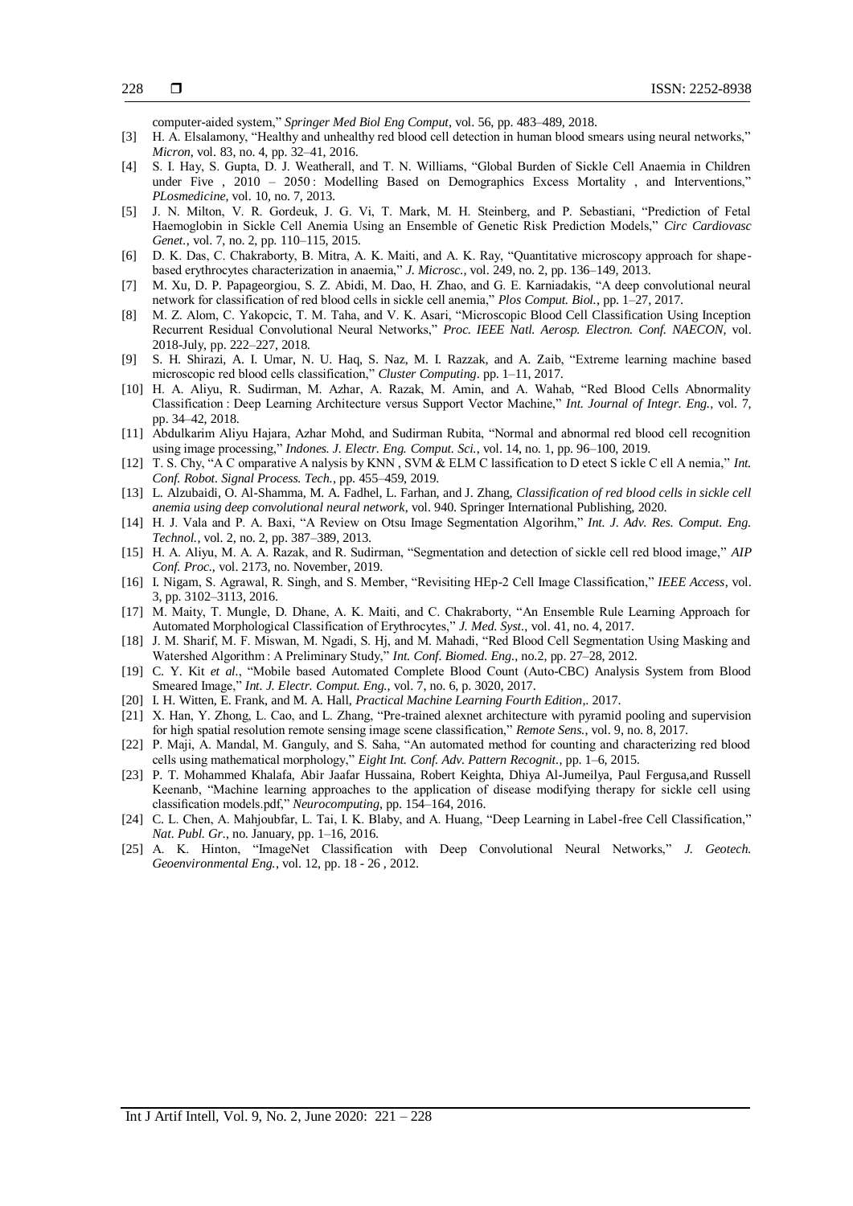computer-aided system," *Springer Med Biol Eng Comput*, vol. 56, pp. 483–489, 2018.

[3] H. A. Elsalamony, "Healthy and unhealthy red blood cell detection in human blood smears using neural networks," *Micron*, vol. 83, no. 4, pp. 32–41, 2016.

[4] S. I. Hay, S. Gupta, D. J. Weatherall, and T. N. Williams, "Global Burden of Sickle Cell Anaemia in Children under Five , 2010 – 2050 : Modelling Based on Demographics Excess Mortality , and Interventions," *PLosmedicine*, vol. 10, no. 7, 2013.

[5] J. N. Milton, V. R. Gordeuk, J. G. Vi, T. Mark, M. H. Steinberg, and P. Sebastiani, "Prediction of Fetal Haemoglobin in Sickle Cell Anemia Using an Ensemble of Genetic Risk Prediction Models," *Circ Cardiovasc Genet.*, vol. 7, no. 2, pp. 110–115, 2015.

[6] D. K. Das, C. Chakraborty, B. Mitra, A. K. Maiti, and A. K. Ray, "Quantitative microscopy approach for shape-based erythrocytes characterization in anaemia," *J. Microsc.*, vol. 249, no. 2, pp. 136–149, 2013.

[7] M. Xu, D. P. Papageorgiou, S. Z. Abidi, M. Dao, H. Zhao, and G. E. Karniadakis, "A deep convolutional neural network for classification of red blood cells in sickle cell anemia," *Plos Comput. Biol.*, pp. 1–27, 2017.

[8] M. Z. Alom, C. Yakopcic, T. M. Taha, and V. K. Asari, "Microscopic Blood Cell Classification Using Inception Recurrent Residual Convolutional Neural Networks," *Proc. IEEE Natl. Aerosp. Electron. Conf. NAECON*, vol. 2018-July, pp. 222–227, 2018.

[9] S. H. Shirazi, A. I. Umar, N. U. Haq, S. Naz, M. I. Razzak, and A. Zaib, "Extreme learning machine based microscopic red blood cells classification," *Cluster Computing*. pp. 1–11, 2017.

[10] H. A. Aliyu, R. Sudirman, M. Azhar, A. Razak, M. Amin, and A. Wahab, "Red Blood Cells Abnormality Classification : Deep Learning Architecture versus Support Vector Machine," *Int. Journal of Integr. Eng.*, vol. 7, pp. 34–42, 2018.

[11] Abdulkarim Aliyu Hajara, Azhar Mohd, and Sudirman Rubita, "Normal and abnormal red blood cell recognition using image processing," *Indones. J. Electr. Eng. Comput. Sci.*, vol. 14, no. 1, pp. 96–100, 2019.

[12] T. S. Chy, "A C omparative A nalysis by KNN , SVM & ELM C lassification to D etect S ickle C ell A nemia," *Int. Conf. Robot. Signal Process. Tech.*, pp. 455–459, 2019.

[13] L. Alzubaidi, O. Al-Shamma, M. A. Fadhel, L. Farhan, and J. Zhang, *Classification of red blood cells in sickle cell anemia using deep convolutional neural network*, vol. 940. Springer International Publishing, 2020.

[14] H. J. Vala and P. A. Baxi, "A Review on Otsu Image Segmentation Algorihm," *Int. J. Adv. Res. Comput. Eng. Technol.*, vol. 2, no. 2, pp. 387–389, 2013.

[15] H. A. Aliyu, M. A. A. Razak, and R. Sudirman, "Segmentation and detection of sickle cell red blood image," *AIP Conf. Proc.*, vol. 2173, no. November, 2019.

[16] I. Nigam, S. Agrawal, R. Singh, and S. Member, "Revisiting HEp-2 Cell Image Classification," *IEEE Access*, vol. 3, pp. 3102–3113, 2016.

[17] M. Maity, T. Mungle, D. Dhane, A. K. Maiti, and C. Chakraborty, "An Ensemble Rule Learning Approach for Automated Morphological Classification of Erythrocytes," *J. Med. Syst.*, vol. 41, no. 4, 2017.

[18] J. M. Sharif, M. F. Miswan, M. Ngadi, S. Hj, and M. Mahadi, "Red Blood Cell Segmentation Using Masking and Watershed Algorithm : A Preliminary Study," *Int. Conf. Biomed. Eng.*, no.2, pp. 27–28, 2012.

[19] C. Y. Kit *et al.*, "Mobile based Automated Complete Blood Count (Auto-CBC) Analysis System from Blood Smeared Image," *Int. J. Electr. Comput. Eng.*, vol. 7, no. 6, p. 3020, 2017.

[20] I. H. Witten, E. Frank, and M. A. Hall, *Practical Machine Learning Fourth Edition*,. 2017.

[21] X. Han, Y. Zhong, L. Cao, and L. Zhang, "Pre-trained alexnet architecture with pyramid pooling and supervision for high spatial resolution remote sensing image scene classification," *Remote Sens.*, vol. 9, no. 8, 2017.

[22] P. Maji, A. Mandal, M. Ganguly, and S. Saha, "An automated method for counting and characterizing red blood cells using mathematical morphology," *Eight Int. Conf. Adv. Pattern Recognit.*, pp. 1–6, 2015.

[23] P. T. Mohammed Khalafa, Abir Jaafar Hussaina, Robert Keighta, Dhiya Al-Jumeilya, Paul Fergusa,and Russell Keenanb, "Machine learning approaches to the application of disease modifying therapy for sickle cell using classification models.pdf," *Neurocomputing*, pp. 154–164, 2016.

[24] C. L. Chen, A. Mahjoubfar, L. Tai, I. K. Blaby, and A. Huang, "Deep Learning in Label-free Cell Classification," *Nat. Publ. Gr.*, no. January, pp. 1–16, 2016.

[25] A. K. Hinton, "ImageNet Classification with Deep Convolutional Neural Networks," *J. Geotech. Geoenvironmental Eng.*, vol. 12, pp. 18 - 26 , 2012.